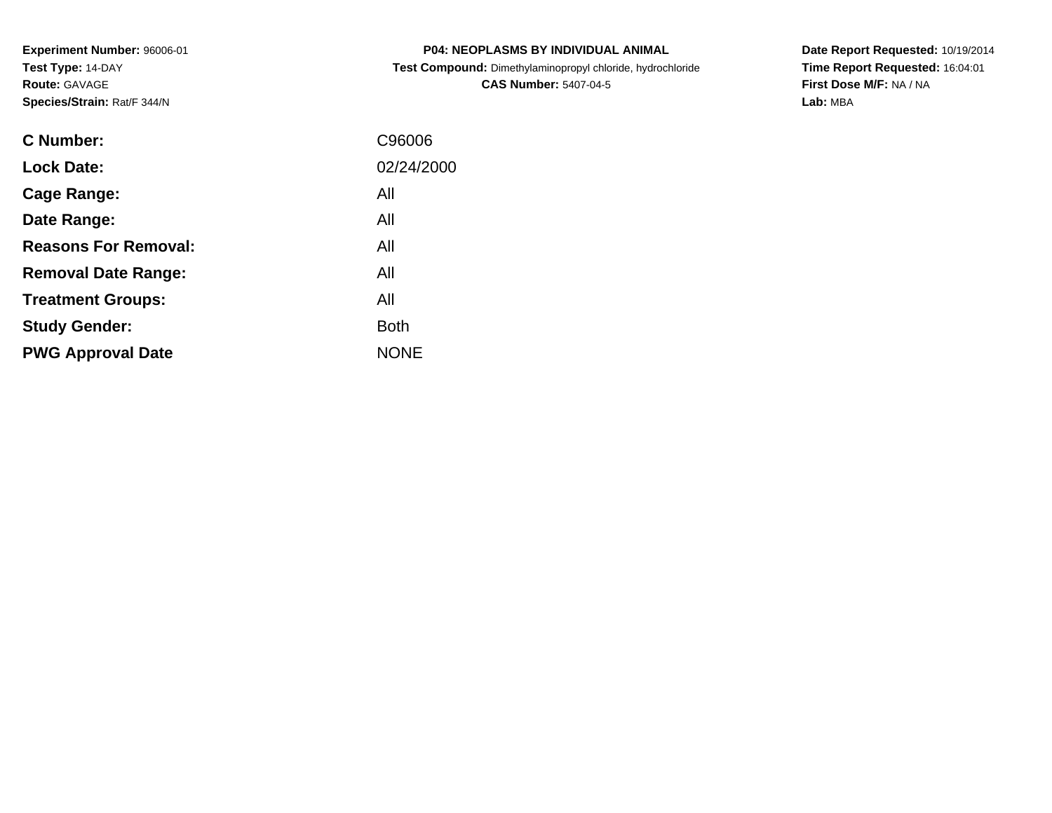**Experiment Number:** 96006-01
**Test Type:** 14-DAY
**Route:** GAVAGE
**Species/Strain:** Rat/F 344/N

**P04: NEOPLASMS BY INDIVIDUAL ANIMAL**
**Test Compound:** Dimethylaminopropyl chloride, hydrochloride
**CAS Number:** 5407-04-5

**Date Report Requested:** 10/19/2014
**Time Report Requested:** 16:04:01
**First Dose M/F:** NA / NA
**Lab:** MBA

| | |
|---|---|
| **C Number:** | C96006 |
| **Lock Date:** | 02/24/2000 |
| **Cage Range:** | All |
| **Date Range:** | All |
| **Reasons For Removal:** | All |
| **Removal Date Range:** | All |
| **Treatment Groups:** | All |
| **Study Gender:** | Both |
| **PWG Approval Date** | NONE |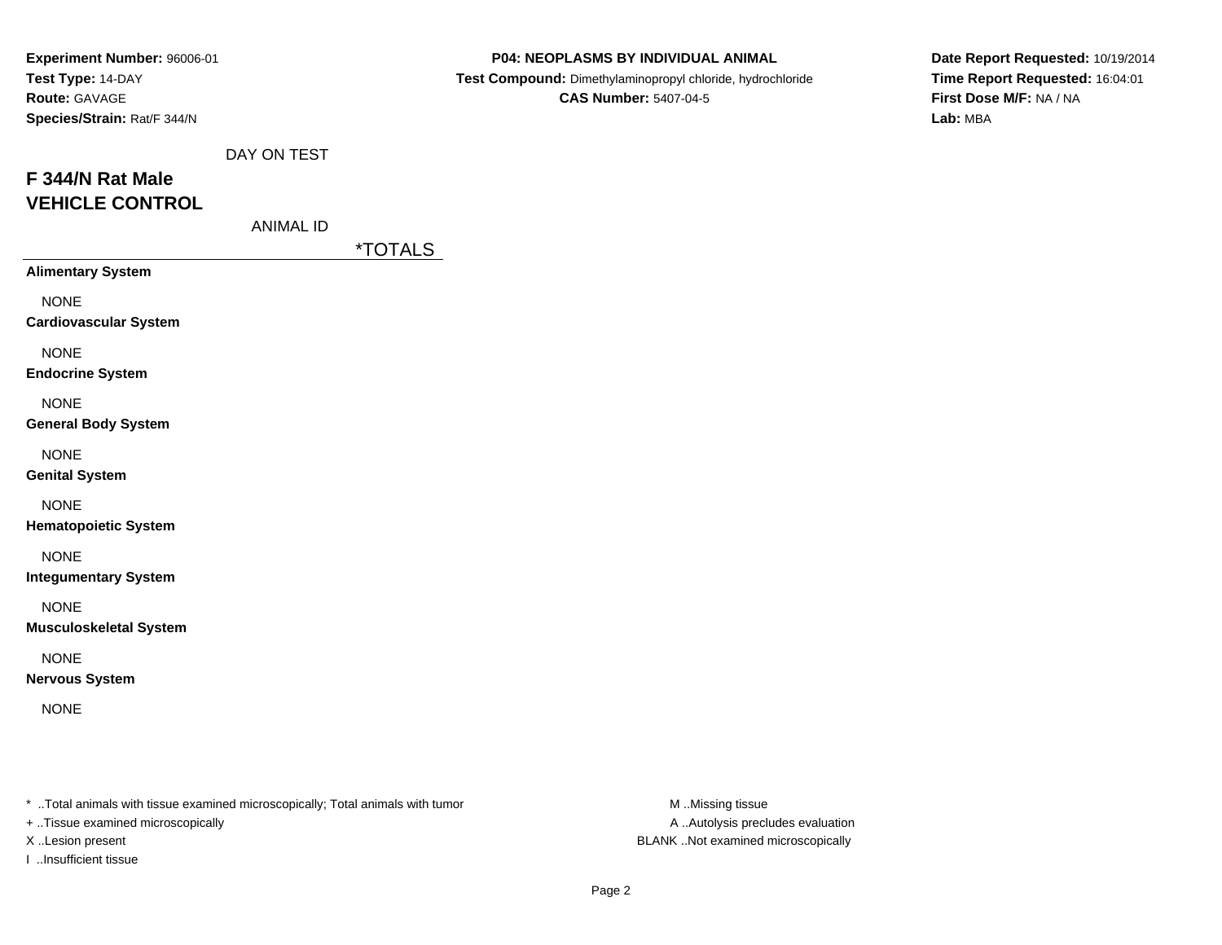**Experiment Number:** 96006-01
**Test Type:** 14-DAY
**Route:** GAVAGE
**Species/Strain:** Rat/F 344/N

**P04: NEOPLASMS BY INDIVIDUAL ANIMAL**
**Test Compound:** Dimethylaminopropyl chloride, hydrochloride
**CAS Number:** 5407-04-5

**Date Report Requested:** 10/19/2014
**Time Report Requested:** 16:04:01
**First Dose M/F:** NA / NA
**Lab:** MBA

DAY ON TEST

## F 344/N Rat Male
## VEHICLE CONTROL

ANIMAL ID

| | *TOTALS |
|---|---|
| **Alimentary System** | |
| NONE | |
| **Cardiovascular System** | |
| NONE | |
| **Endocrine System** | |
| NONE | |
| **General Body System** | |
| NONE | |
| **Genital System** | |
| NONE | |
| **Hematopoietic System** | |
| NONE | |
| **Integumentary System** | |
| NONE | |
| **Musculoskeletal System** | |
| NONE | |
| **Nervous System** | |
| NONE | |

* ..Total animals with tissue examined microscopically; Total animals with tumor
+ ..Tissue examined microscopically
X ..Lesion present
I ..Insufficient tissue

M ..Missing tissue
A ..Autolysis precludes evaluation
BLANK ..Not examined microscopically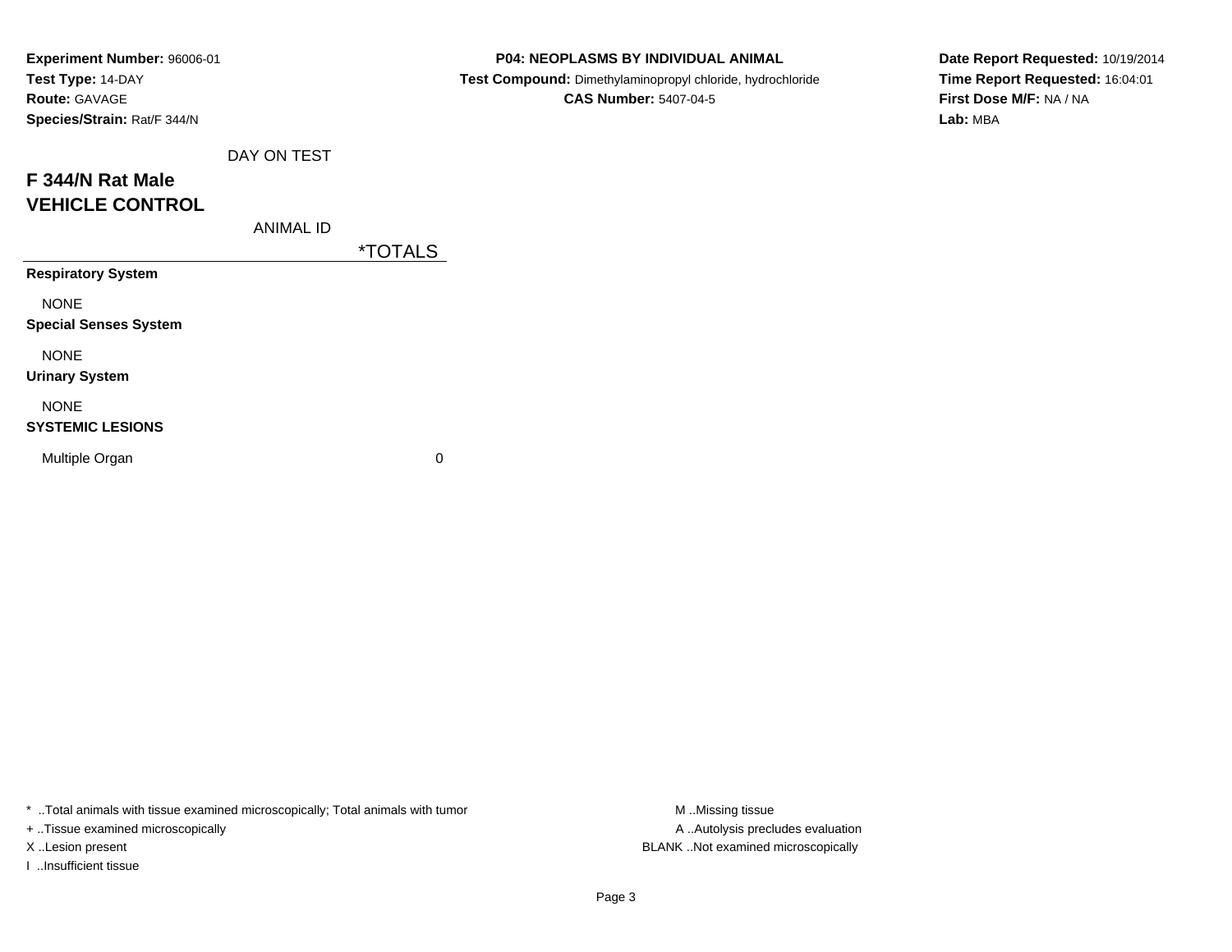**Experiment Number:** 96006-01
**Test Type:** 14-DAY
**Route:** GAVAGE
**Species/Strain:** Rat/F 344/N

**P04: NEOPLASMS BY INDIVIDUAL ANIMAL**
**Test Compound:** Dimethylaminopropyl chloride, hydrochloride
**CAS Number:** 5407-04-5

**Date Report Requested:** 10/19/2014
**Time Report Requested:** 16:04:01
**First Dose M/F:** NA / NA
**Lab:** MBA

## F 344/N Rat Male
## VEHICLE CONTROL

| DAY ON TEST / ANIMAL ID | *TOTALS |
|---|---|
| **Respiratory System** | |
| NONE | |
| **Special Senses System** | |
| NONE | |
| **Urinary System** | |
| NONE | |
| **SYSTEMIC LESIONS** | |
| Multiple Organ | 0 |

* ..Total animals with tissue examined microscopically; Total animals with tumor
+ ..Tissue examined microscopically
X ..Lesion present
I ..Insufficient tissue

M ..Missing tissue
A ..Autolysis precludes evaluation
BLANK ..Not examined microscopically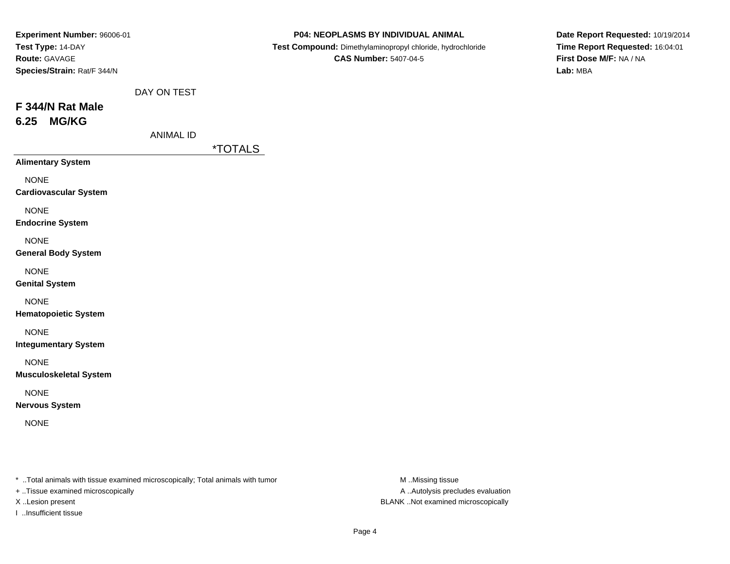**Experiment Number:** 96006-01
**Test Type:** 14-DAY
**Route:** GAVAGE
**Species/Strain:** Rat/F 344/N

**P04: NEOPLASMS BY INDIVIDUAL ANIMAL**
**Test Compound:** Dimethylaminopropyl chloride, hydrochloride
**CAS Number:** 5407-04-5

**Date Report Requested:** 10/19/2014
**Time Report Requested:** 16:04:01
**First Dose M/F:** NA / NA
**Lab:** MBA

DAY ON TEST

## F 344/N Rat Male
## 6.25 MG/KG

ANIMAL ID

| | *TOTALS |
|---|---|
| **Alimentary System** | |
| NONE | |
| **Cardiovascular System** | |
| NONE | |
| **Endocrine System** | |
| NONE | |
| **General Body System** | |
| NONE | |
| **Genital System** | |
| NONE | |
| **Hematopoietic System** | |
| NONE | |
| **Integumentary System** | |
| NONE | |
| **Musculoskeletal System** | |
| NONE | |
| **Nervous System** | |
| NONE | |

* ..Total animals with tissue examined microscopically; Total animals with tumor
+ ..Tissue examined microscopically
X ..Lesion present
I ..Insufficient tissue

M ..Missing tissue
A ..Autolysis precludes evaluation
BLANK ..Not examined microscopically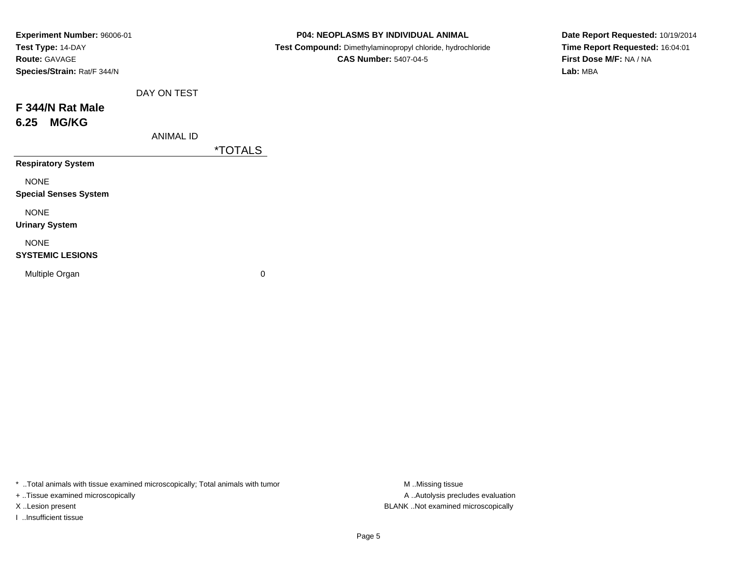**Experiment Number:** 96006-01
**Test Type:** 14-DAY
**Route:** GAVAGE
**Species/Strain:** Rat/F 344/N

**P04: NEOPLASMS BY INDIVIDUAL ANIMAL**
**Test Compound:** Dimethylaminopropyl chloride, hydrochloride
**CAS Number:** 5407-04-5

**Date Report Requested:** 10/19/2014
**Time Report Requested:** 16:04:01
**First Dose M/F:** NA / NA
**Lab:** MBA

DAY ON TEST

## F 344/N Rat Male
## 6.25 MG/KG

ANIMAL ID

| | *TOTALS |
|---|---|
| **Respiratory System** | |
| NONE | |
| **Special Senses System** | |
| NONE | |
| **Urinary System** | |
| NONE | |
| **SYSTEMIC LESIONS** | |
| Multiple Organ | 0 |

* ..Total animals with tissue examined microscopically; Total animals with tumor
+ ..Tissue examined microscopically
X ..Lesion present
I ..Insufficient tissue

M ..Missing tissue
A ..Autolysis precludes evaluation
BLANK ..Not examined microscopically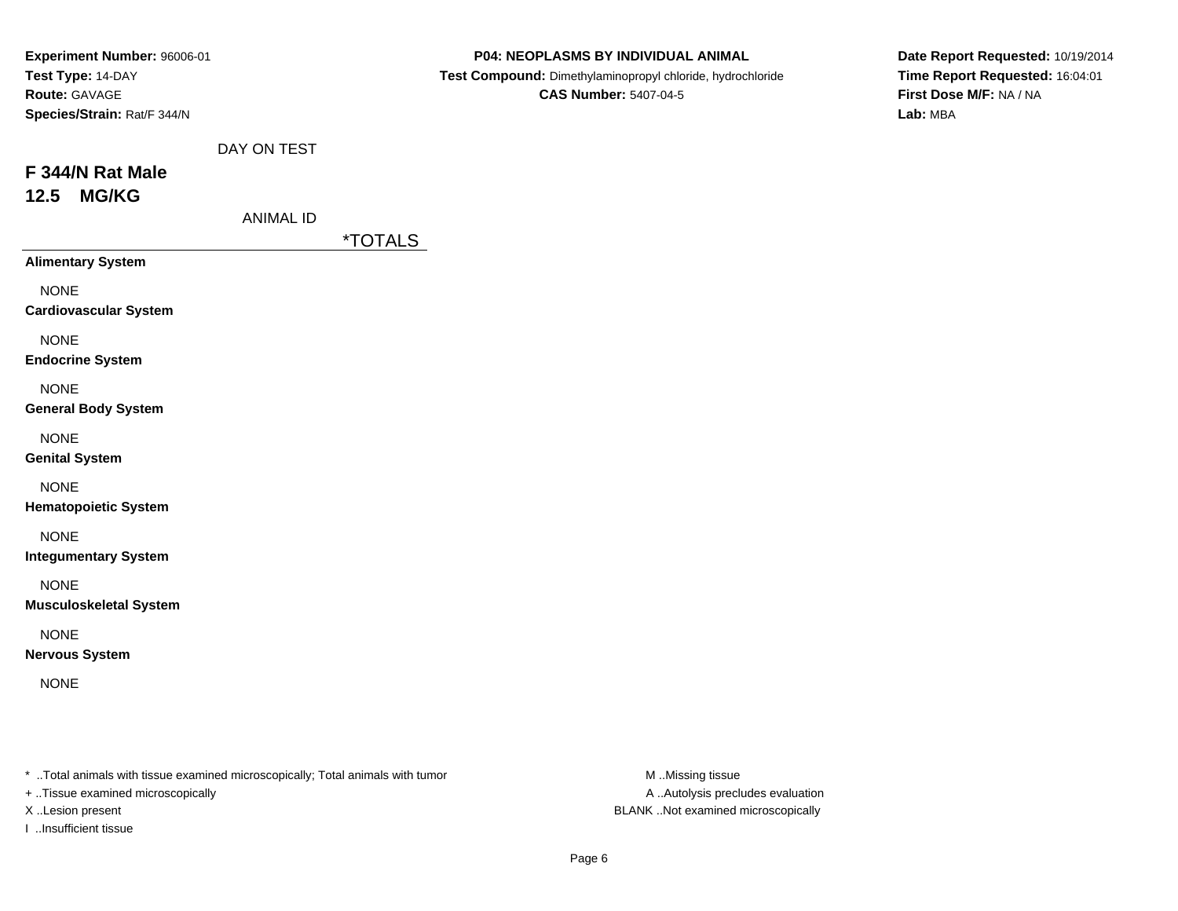**Experiment Number:** 96006-01
**Test Type:** 14-DAY
**Route:** GAVAGE
**Species/Strain:** Rat/F 344/N

**P04: NEOPLASMS BY INDIVIDUAL ANIMAL**
**Test Compound:** Dimethylaminopropyl chloride, hydrochloride
**CAS Number:** 5407-04-5

**Date Report Requested:** 10/19/2014
**Time Report Requested:** 16:04:01
**First Dose M/F:** NA / NA
**Lab:** MBA

DAY ON TEST

## F 344/N Rat Male
## 12.5 MG/KG

ANIMAL ID

| | *TOTALS |
|---|---|
| **Alimentary System** | |
| NONE | |
| **Cardiovascular System** | |
| NONE | |
| **Endocrine System** | |
| NONE | |
| **General Body System** | |
| NONE | |
| **Genital System** | |
| NONE | |
| **Hematopoietic System** | |
| NONE | |
| **Integumentary System** | |
| NONE | |
| **Musculoskeletal System** | |
| NONE | |
| **Nervous System** | |
| NONE | |

* ..Total animals with tissue examined microscopically; Total animals with tumor
+ ..Tissue examined microscopically
X ..Lesion present
I ..Insufficient tissue

M ..Missing tissue
A ..Autolysis precludes evaluation
BLANK ..Not examined microscopically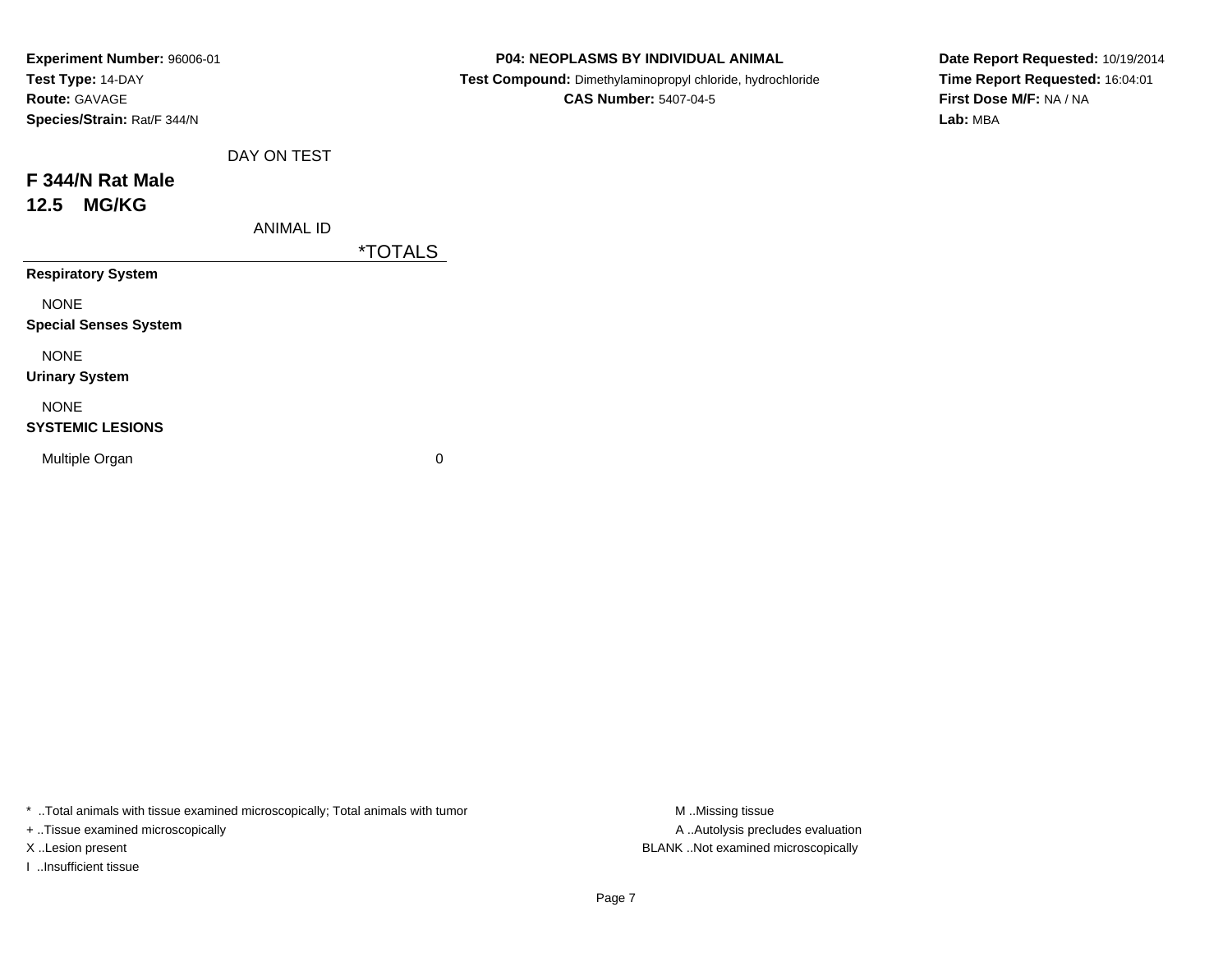**Experiment Number:** 96006-01
**Test Type:** 14-DAY
**Route:** GAVAGE
**Species/Strain:** Rat/F 344/N

**P04: NEOPLASMS BY INDIVIDUAL ANIMAL**
**Test Compound:** Dimethylaminopropyl chloride, hydrochloride
**CAS Number:** 5407-04-5

**Date Report Requested:** 10/19/2014
**Time Report Requested:** 16:04:01
**First Dose M/F:** NA / NA
**Lab:** MBA

DAY ON TEST

## F 344/N Rat Male
## 12.5 MG/KG

ANIMAL ID

| | *TOTALS |
|---|---|
| **Respiratory System** | |
| NONE | |
| **Special Senses System** | |
| NONE | |
| **Urinary System** | |
| NONE | |
| **SYSTEMIC LESIONS** | |
| Multiple Organ | 0 |

\* ..Total animals with tissue examined microscopically; Total animals with tumor
\+ ..Tissue examined microscopically
X ..Lesion present
I ..Insufficient tissue

M ..Missing tissue
A ..Autolysis precludes evaluation
BLANK ..Not examined microscopically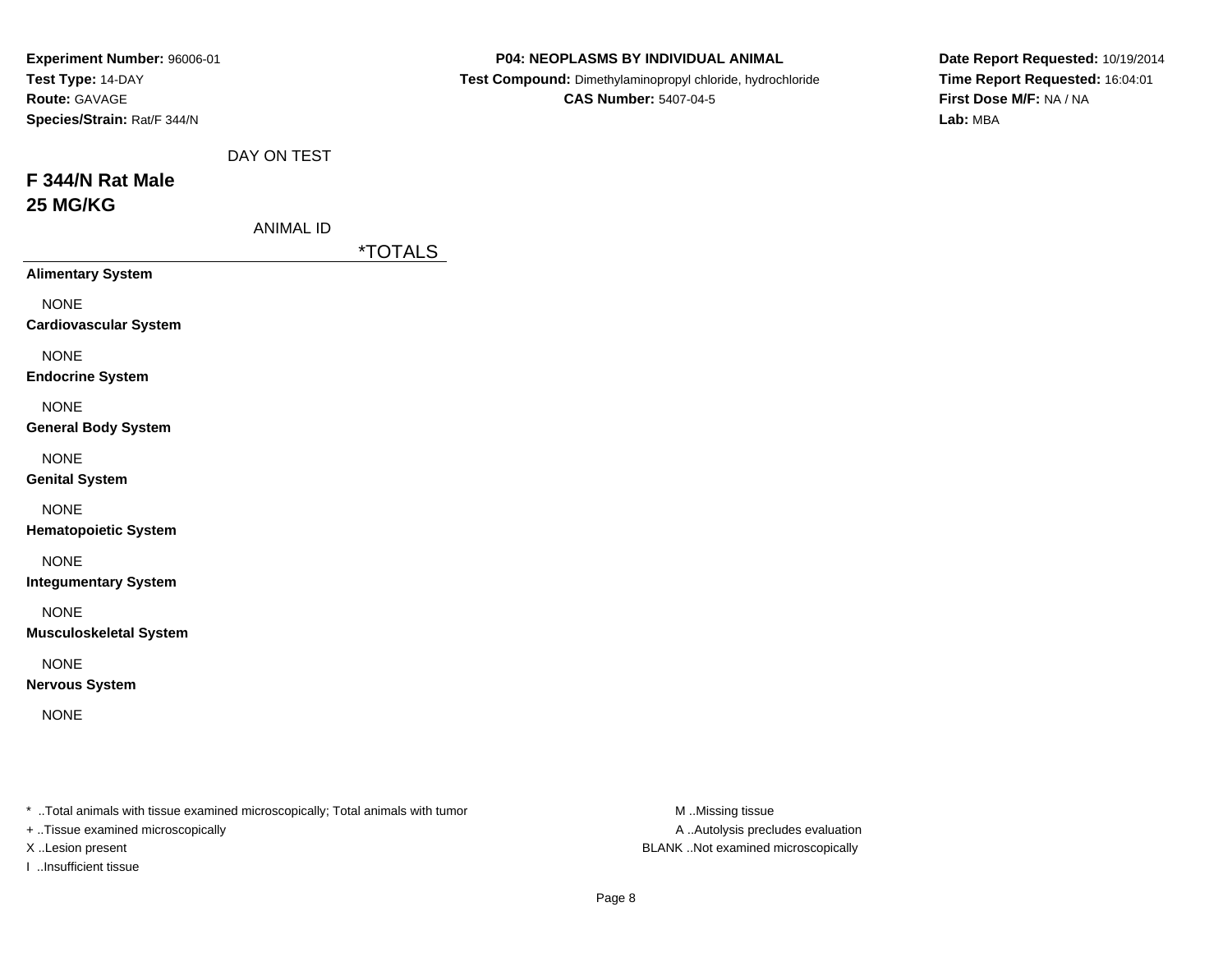**Experiment Number:** 96006-01
**Test Type:** 14-DAY
**Route:** GAVAGE
**Species/Strain:** Rat/F 344/N

**P04: NEOPLASMS BY INDIVIDUAL ANIMAL**
**Test Compound:** Dimethylaminopropyl chloride, hydrochloride
**CAS Number:** 5407-04-5

**Date Report Requested:** 10/19/2014
**Time Report Requested:** 16:04:01
**First Dose M/F:** NA / NA
**Lab:** MBA

## F 344/N Rat Male
## 25 MG/KG

| DAY ON TEST | |
|---|---|
| ANIMAL ID | *TOTALS |
| **Alimentary System** | |
| NONE | |
| **Cardiovascular System** | |
| NONE | |
| **Endocrine System** | |
| NONE | |
| **General Body System** | |
| NONE | |
| **Genital System** | |
| NONE | |
| **Hematopoietic System** | |
| NONE | |
| **Integumentary System** | |
| NONE | |
| **Musculoskeletal System** | |
| NONE | |
| **Nervous System** | |
| NONE | |

* ..Total animals with tissue examined microscopically; Total animals with tumor
+ ..Tissue examined microscopically
X ..Lesion present
I ..Insufficient tissue

M ..Missing tissue
A ..Autolysis precludes evaluation
BLANK ..Not examined microscopically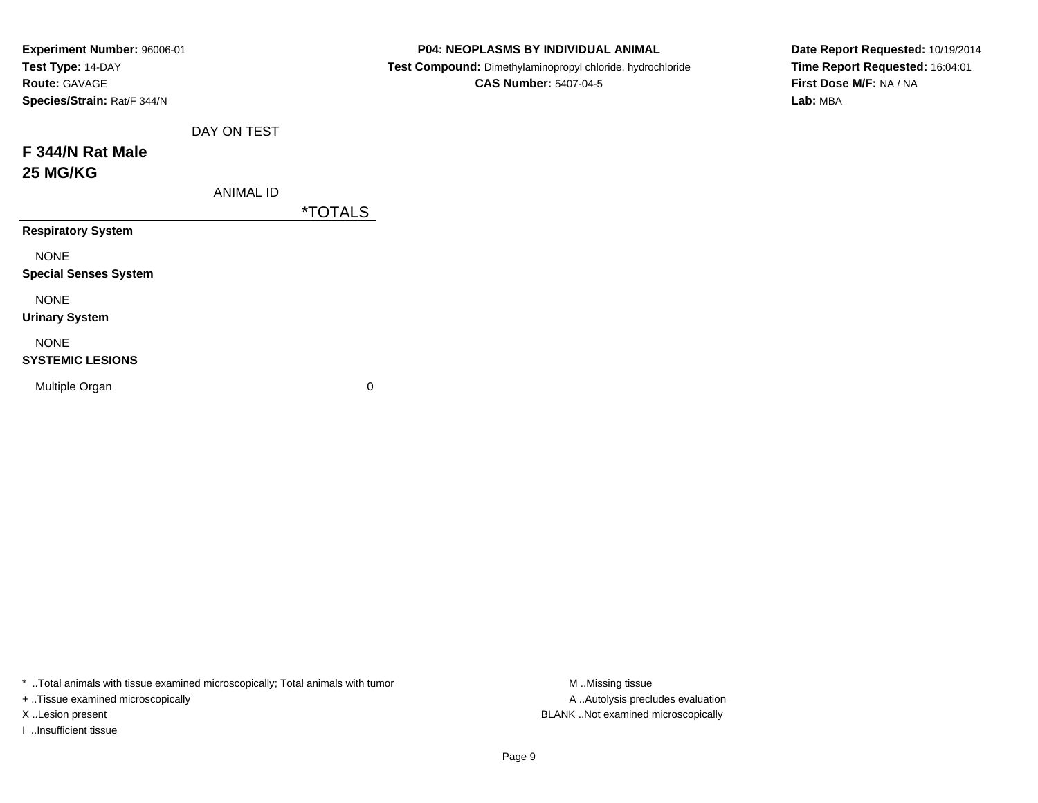**Experiment Number:** 96006-01
**Test Type:** 14-DAY
**Route:** GAVAGE
**Species/Strain:** Rat/F 344/N

**P04: NEOPLASMS BY INDIVIDUAL ANIMAL**
**Test Compound:** Dimethylaminopropyl chloride, hydrochloride
**CAS Number:** 5407-04-5

**Date Report Requested:** 10/19/2014
**Time Report Requested:** 16:04:01
**First Dose M/F:** NA / NA
**Lab:** MBA

## F 344/N Rat Male
## 25 MG/KG

| DAY ON TEST / ANIMAL ID | *TOTALS |
|---|---|
| **Respiratory System** | |
| NONE | |
| **Special Senses System** | |
| NONE | |
| **Urinary System** | |
| NONE | |
| **SYSTEMIC LESIONS** | |
| Multiple Organ | 0 |

\* ..Total animals with tissue examined microscopically; Total animals with tumor
\+ ..Tissue examined microscopically
X ..Lesion present
I ..Insufficient tissue

M ..Missing tissue
A ..Autolysis precludes evaluation
BLANK ..Not examined microscopically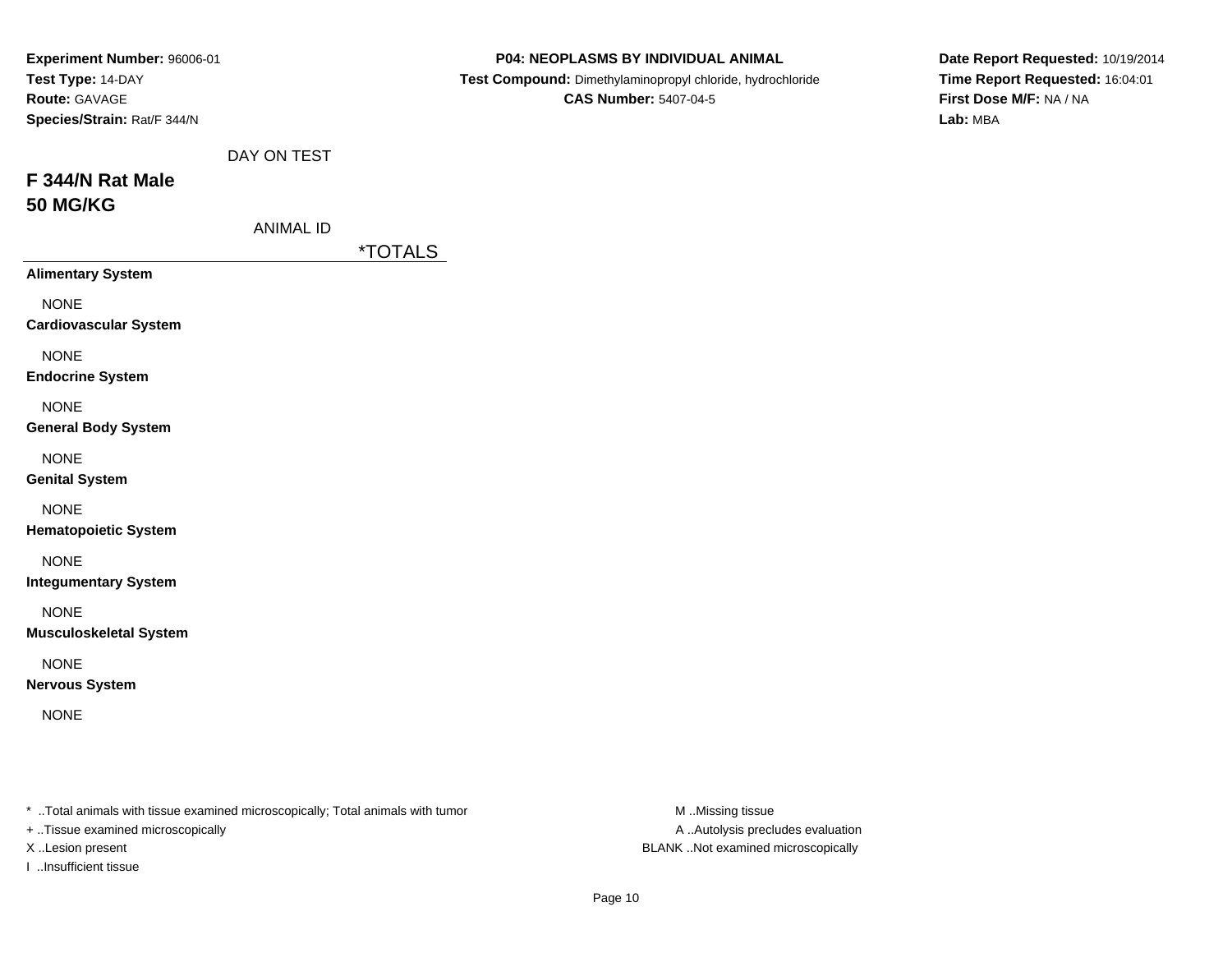**Experiment Number:** 96006-01
**Test Type:** 14-DAY
**Route:** GAVAGE
**Species/Strain:** Rat/F 344/N

**P04: NEOPLASMS BY INDIVIDUAL ANIMAL**
**Test Compound:** Dimethylaminopropyl chloride, hydrochloride
**CAS Number:** 5407-04-5

**Date Report Requested:** 10/19/2014
**Time Report Requested:** 16:04:01
**First Dose M/F:** NA / NA
**Lab:** MBA

## F 344/N Rat Male
## 50 MG/KG

| DAY ON TEST | |
|---|---|
| ANIMAL ID | *TOTALS |
| **Alimentary System** | |
| NONE | |
| **Cardiovascular System** | |
| NONE | |
| **Endocrine System** | |
| NONE | |
| **General Body System** | |
| NONE | |
| **Genital System** | |
| NONE | |
| **Hematopoietic System** | |
| NONE | |
| **Integumentary System** | |
| NONE | |
| **Musculoskeletal System** | |
| NONE | |
| **Nervous System** | |
| NONE | |

* ..Total animals with tissue examined microscopically; Total animals with tumor
+ ..Tissue examined microscopically
X ..Lesion present
I ..Insufficient tissue

M ..Missing tissue
A ..Autolysis precludes evaluation
BLANK ..Not examined microscopically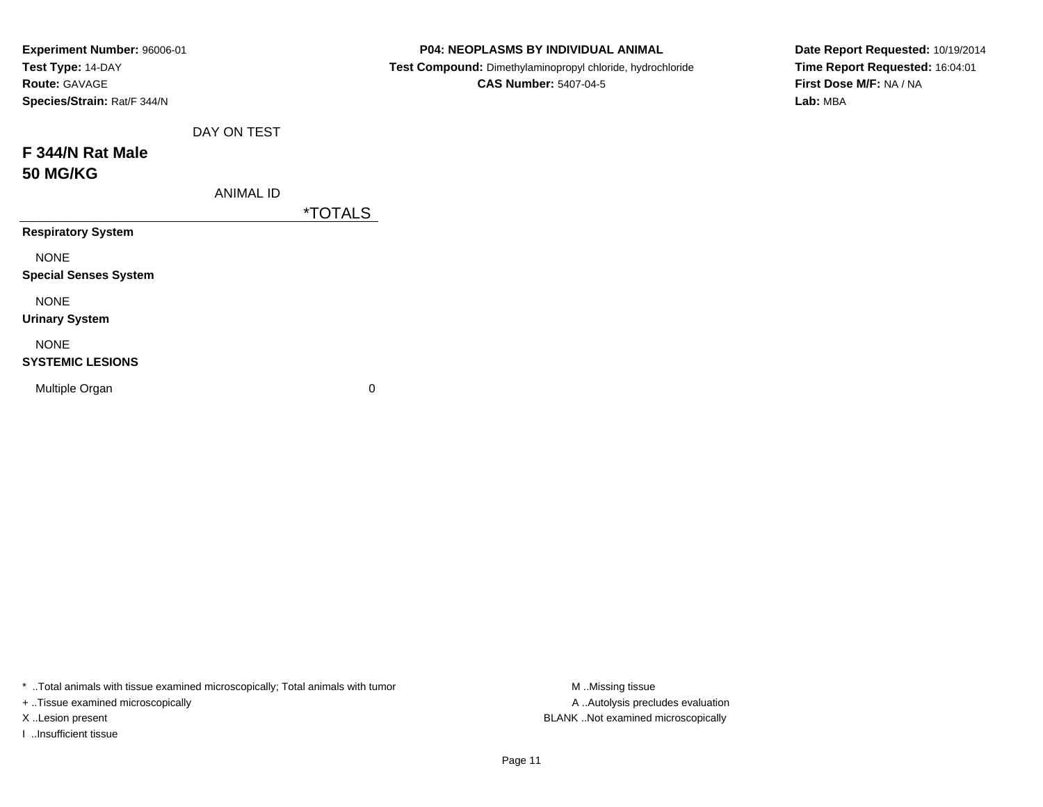**Experiment Number:** 96006-01
**Test Type:** 14-DAY
**Route:** GAVAGE
**Species/Strain:** Rat/F 344/N

**P04: NEOPLASMS BY INDIVIDUAL ANIMAL**
**Test Compound:** Dimethylaminopropyl chloride, hydrochloride
**CAS Number:** 5407-04-5

**Date Report Requested:** 10/19/2014
**Time Report Requested:** 16:04:01
**First Dose M/F:** NA / NA
**Lab:** MBA

## F 344/N Rat Male
## 50 MG/KG

| DAY ON TEST / ANIMAL ID | *TOTALS |
|---|---|
| **Respiratory System** | |
| NONE | |
| **Special Senses System** | |
| NONE | |
| **Urinary System** | |
| NONE | |
| **SYSTEMIC LESIONS** | |
| Multiple Organ | 0 |

\* ..Total animals with tissue examined microscopically; Total animals with tumor
+ ..Tissue examined microscopically
X ..Lesion present
I ..Insufficient tissue

M ..Missing tissue
A ..Autolysis precludes evaluation
BLANK ..Not examined microscopically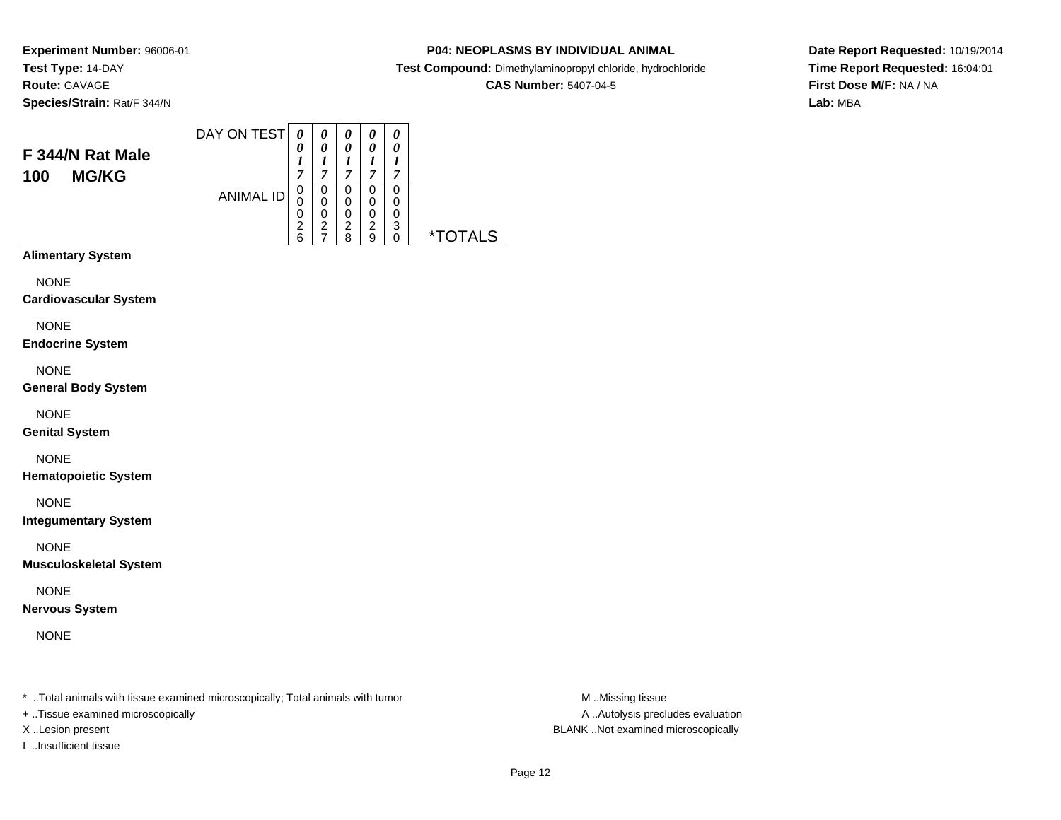**Experiment Number:** 96006-01
**Test Type:** 14-DAY
**Route:** GAVAGE
**Species/Strain:** Rat/F 344/N

**P04: NEOPLASMS BY INDIVIDUAL ANIMAL**
**Test Compound:** Dimethylaminopropyl chloride, hydrochloride
**CAS Number:** 5407-04-5

**Date Report Requested:** 10/19/2014
**Time Report Requested:** 16:04:01
**First Dose M/F:** NA / NA
**Lab:** MBA

## F 344/N Rat Male
## 100 MG/KG

| DAY ON TEST | 0017 | 0017 | 0017 | 0017 | 0017 | |
|---|---|---|---|---|---|---|
| ANIMAL ID | 00026 | 00027 | 00028 | 00029 | 00030 | *TOTALS |

**Alimentary System**

NONE

**Cardiovascular System**

NONE

**Endocrine System**

NONE

**General Body System**

NONE

**Genital System**

NONE

**Hematopoietic System**

NONE

**Integumentary System**

NONE

**Musculoskeletal System**

NONE

**Nervous System**

NONE

* ..Total animals with tissue examined microscopically; Total animals with tumor
+ ..Tissue examined microscopically
X ..Lesion present
I ..Insufficient tissue

M ..Missing tissue
A ..Autolysis precludes evaluation
BLANK ..Not examined microscopically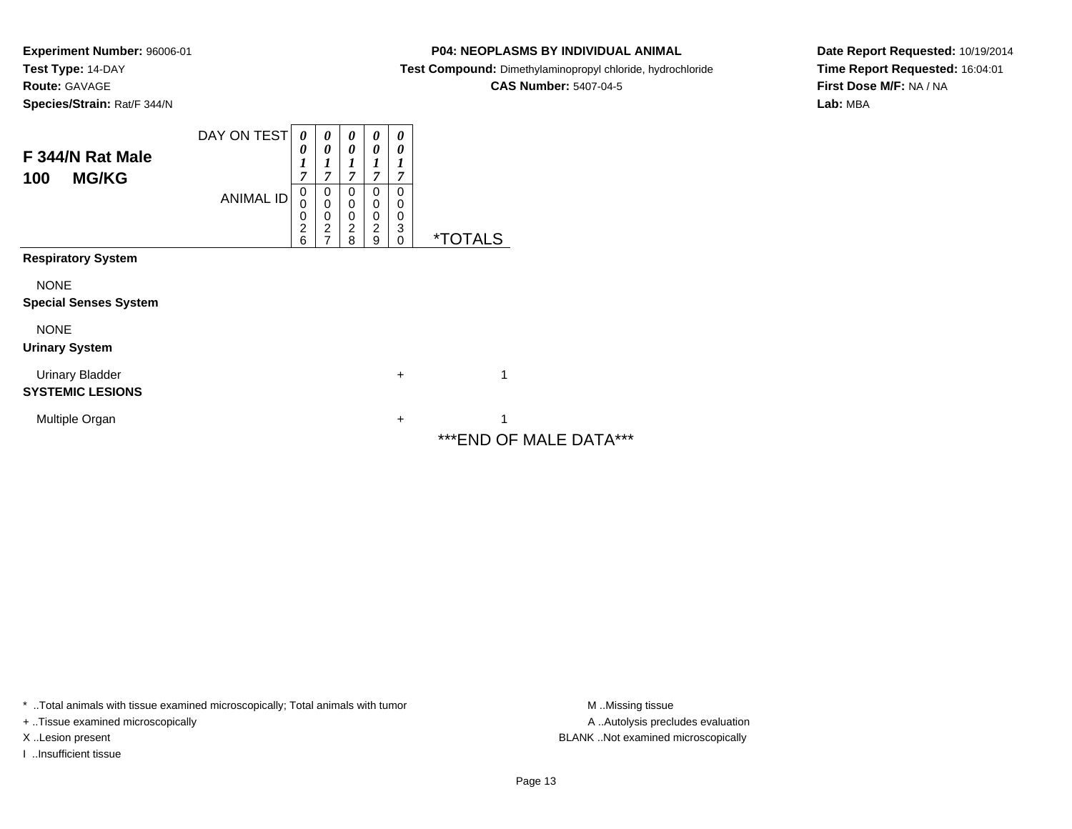**Experiment Number:** 96006-01
**Test Type:** 14-DAY
**Route:** GAVAGE
**Species/Strain:** Rat/F 344/N

**P04: NEOPLASMS BY INDIVIDUAL ANIMAL**
**Test Compound:** Dimethylaminopropyl chloride, hydrochloride
**CAS Number:** 5407-04-5

**Date Report Requested:** 10/19/2014
**Time Report Requested:** 16:04:01
**First Dose M/F:** NA / NA
**Lab:** MBA

## F 344/N Rat Male
## 100 MG/KG

| DAY ON TEST | 0017 | 0017 | 0017 | 0017 | 0017 | |
|---|---|---|---|---|---|---|
| **ANIMAL ID** | **00026** | **00027** | **00028** | **00029** | **00030** | ***TOTALS** |
| **Respiratory System** | | | | | | |
| NONE | | | | | | |
| **Special Senses System** | | | | | | |
| NONE | | | | | | |
| **Urinary System** | | | | | | |
| Urinary Bladder | | | | | + | 1 |
| **SYSTEMIC LESIONS** | | | | | | |
| Multiple Organ | | | | | + | 1 |

***END OF MALE DATA***

* ..Total animals with tissue examined microscopically; Total animals with tumor
+ ..Tissue examined microscopically
X ..Lesion present
I ..Insufficient tissue

M ..Missing tissue
A ..Autolysis precludes evaluation
BLANK ..Not examined microscopically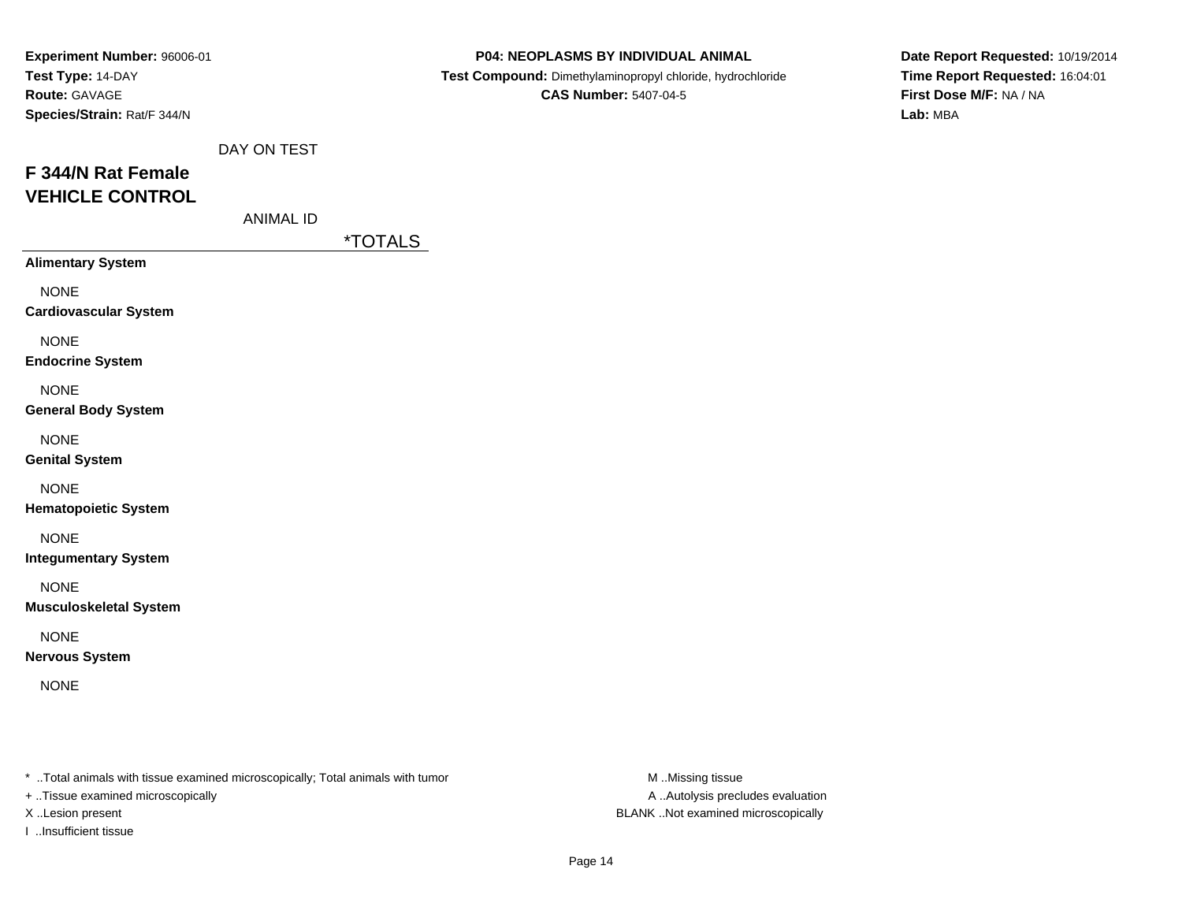**Experiment Number:** 96006-01
**Test Type:** 14-DAY
**Route:** GAVAGE
**Species/Strain:** Rat/F 344/N

**P04: NEOPLASMS BY INDIVIDUAL ANIMAL**
**Test Compound:** Dimethylaminopropyl chloride, hydrochloride
**CAS Number:** 5407-04-5

**Date Report Requested:** 10/19/2014
**Time Report Requested:** 16:04:01
**First Dose M/F:** NA / NA
**Lab:** MBA

DAY ON TEST

## F 344/N Rat Female
## VEHICLE CONTROL

ANIMAL ID

| | *TOTALS |
|---|---|
| **Alimentary System** | |
| NONE | |
| **Cardiovascular System** | |
| NONE | |
| **Endocrine System** | |
| NONE | |
| **General Body System** | |
| NONE | |
| **Genital System** | |
| NONE | |
| **Hematopoietic System** | |
| NONE | |
| **Integumentary System** | |
| NONE | |
| **Musculoskeletal System** | |
| NONE | |
| **Nervous System** | |
| NONE | |

* ..Total animals with tissue examined microscopically; Total animals with tumor
+ ..Tissue examined microscopically
X ..Lesion present
I ..Insufficient tissue

M ..Missing tissue
A ..Autolysis precludes evaluation
BLANK ..Not examined microscopically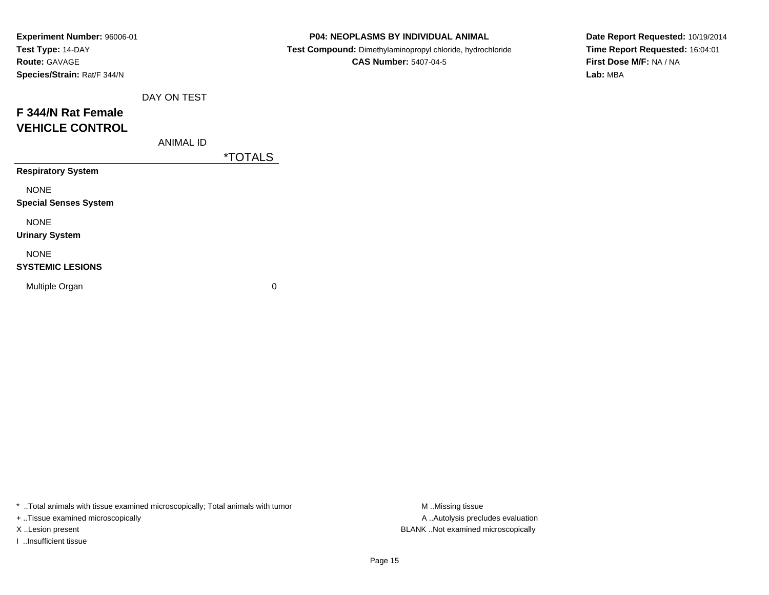**Experiment Number:** 96006-01
**Test Type:** 14-DAY
**Route:** GAVAGE
**Species/Strain:** Rat/F 344/N

**P04: NEOPLASMS BY INDIVIDUAL ANIMAL**
**Test Compound:** Dimethylaminopropyl chloride, hydrochloride
**CAS Number:** 5407-04-5

**Date Report Requested:** 10/19/2014
**Time Report Requested:** 16:04:01
**First Dose M/F:** NA / NA
**Lab:** MBA

## F 344/N Rat Female
## VEHICLE CONTROL

| DAY ON TEST / ANIMAL ID | *TOTALS |
|---|---|
| **Respiratory System** | |
| NONE | |
| **Special Senses System** | |
| NONE | |
| **Urinary System** | |
| NONE | |
| **SYSTEMIC LESIONS** | |
| Multiple Organ | 0 |

* ..Total animals with tissue examined microscopically; Total animals with tumor
+ ..Tissue examined microscopically
X ..Lesion present
I ..Insufficient tissue

M ..Missing tissue
A ..Autolysis precludes evaluation
BLANK ..Not examined microscopically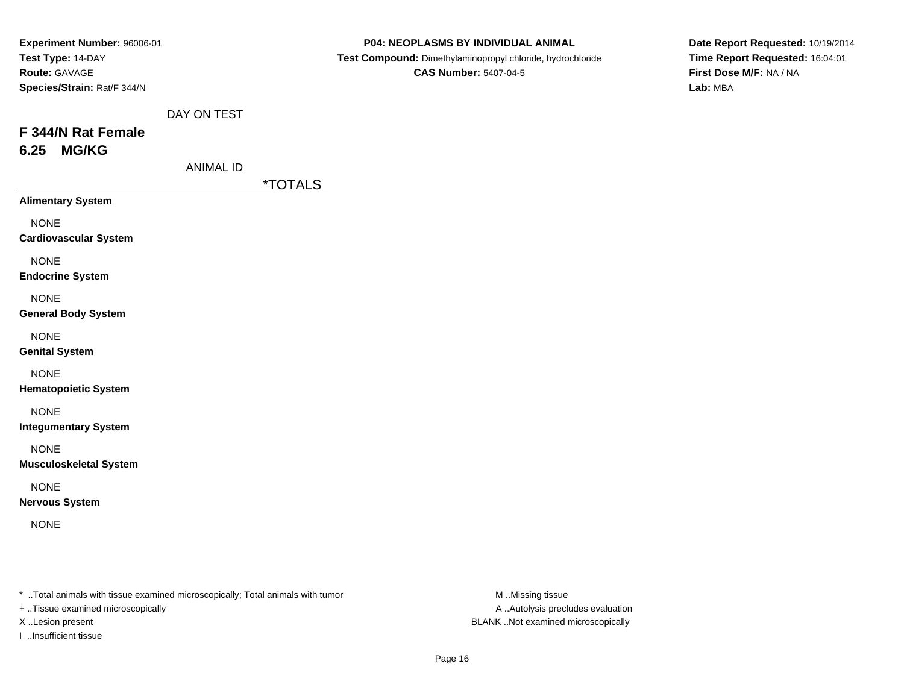**Experiment Number:** 96006-01
**Test Type:** 14-DAY
**Route:** GAVAGE
**Species/Strain:** Rat/F 344/N

**P04: NEOPLASMS BY INDIVIDUAL ANIMAL**
**Test Compound:** Dimethylaminopropyl chloride, hydrochloride
**CAS Number:** 5407-04-5

**Date Report Requested:** 10/19/2014
**Time Report Requested:** 16:04:01
**First Dose M/F:** NA / NA
**Lab:** MBA

DAY ON TEST

## F 344/N Rat Female
## 6.25 MG/KG

ANIMAL ID

| | *TOTALS |
|---|---|
| **Alimentary System** | |
| NONE | |
| **Cardiovascular System** | |
| NONE | |
| **Endocrine System** | |
| NONE | |
| **General Body System** | |
| NONE | |
| **Genital System** | |
| NONE | |
| **Hematopoietic System** | |
| NONE | |
| **Integumentary System** | |
| NONE | |
| **Musculoskeletal System** | |
| NONE | |
| **Nervous System** | |
| NONE | |

* ..Total animals with tissue examined microscopically; Total animals with tumor
+ ..Tissue examined microscopically
X ..Lesion present
I ..Insufficient tissue

M ..Missing tissue
A ..Autolysis precludes evaluation
BLANK ..Not examined microscopically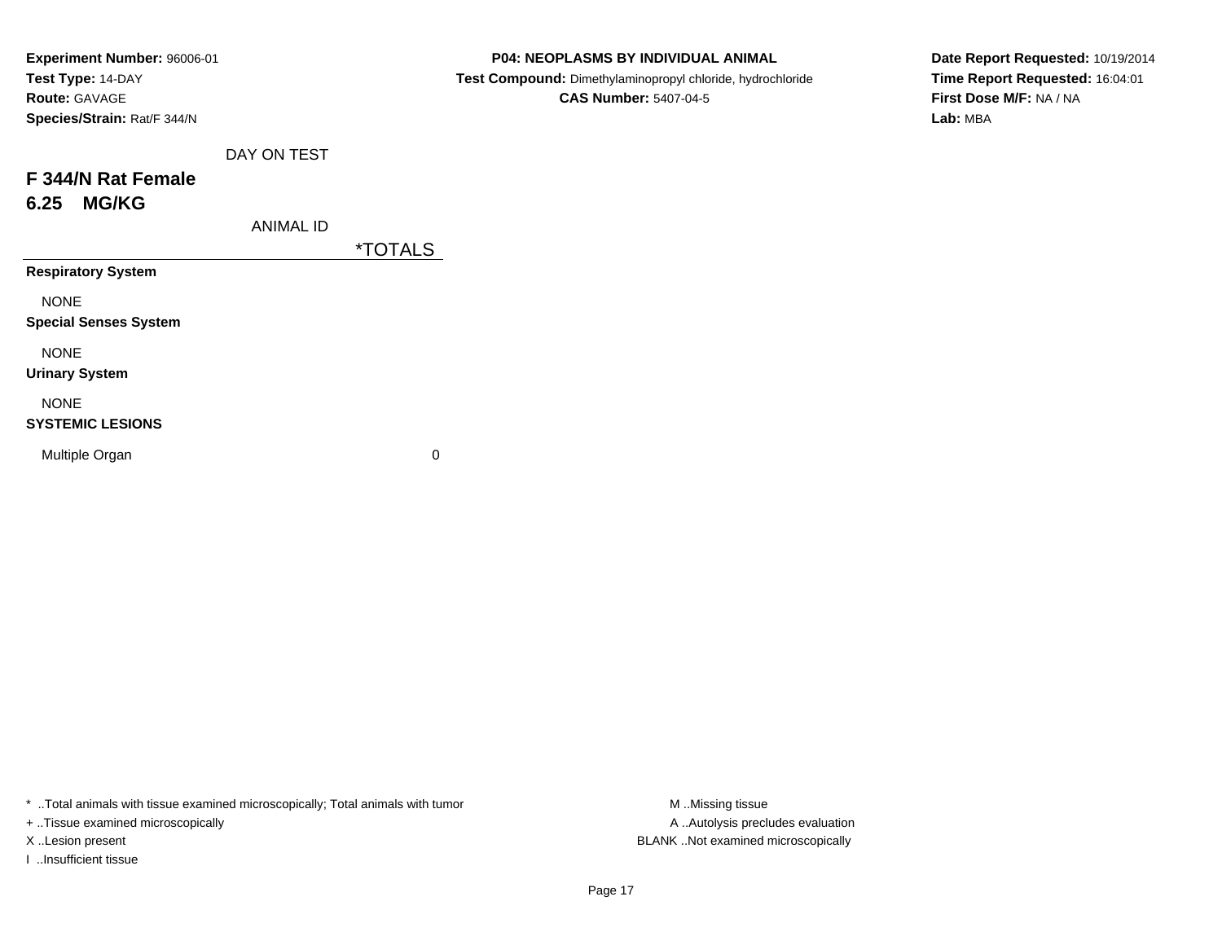**Experiment Number:** 96006-01
**Test Type:** 14-DAY
**Route:** GAVAGE
**Species/Strain:** Rat/F 344/N

**P04: NEOPLASMS BY INDIVIDUAL ANIMAL**
**Test Compound:** Dimethylaminopropyl chloride, hydrochloride
**CAS Number:** 5407-04-5

**Date Report Requested:** 10/19/2014
**Time Report Requested:** 16:04:01
**First Dose M/F:** NA / NA
**Lab:** MBA

## F 344/N Rat Female
## 6.25 MG/KG

| DAY ON TEST / ANIMAL ID | *TOTALS |
|---|---|
| **Respiratory System** | |
| NONE | |
| **Special Senses System** | |
| NONE | |
| **Urinary System** | |
| NONE | |
| **SYSTEMIC LESIONS** | |
| Multiple Organ | 0 |

* ..Total animals with tissue examined microscopically; Total animals with tumor
+ ..Tissue examined microscopically
X ..Lesion present
I ..Insufficient tissue

M ..Missing tissue
A ..Autolysis precludes evaluation
BLANK ..Not examined microscopically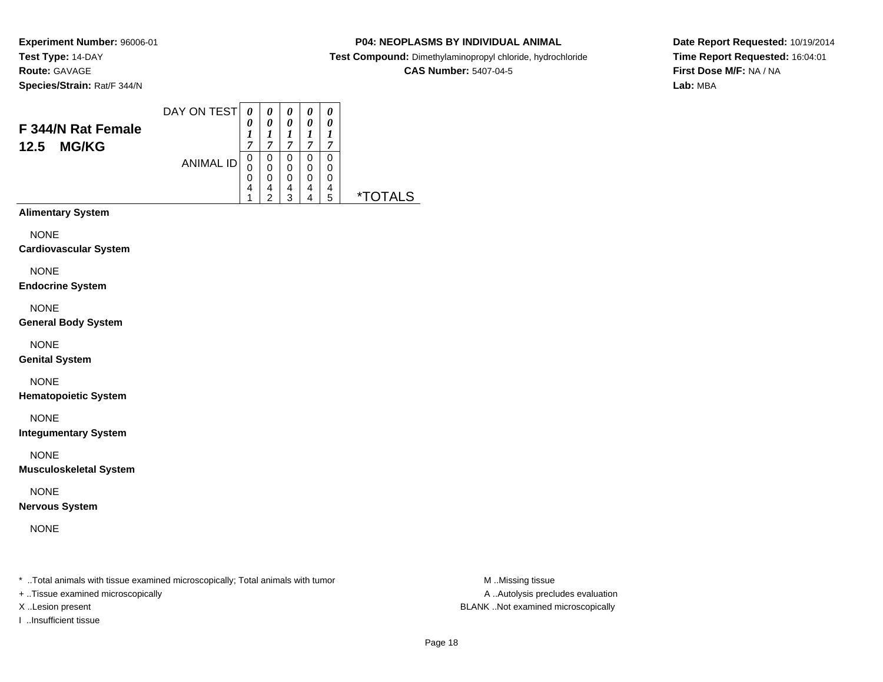**Experiment Number:** 96006-01
**Test Type:** 14-DAY
**Route:** GAVAGE
**Species/Strain:** Rat/F 344/N

**P04: NEOPLASMS BY INDIVIDUAL ANIMAL**
**Test Compound:** Dimethylaminopropyl chloride, hydrochloride
**CAS Number:** 5407-04-5

**Date Report Requested:** 10/19/2014
**Time Report Requested:** 16:04:01
**First Dose M/F:** NA / NA
**Lab:** MBA

| F 344/N Rat Female 12.5 MG/KG | | | | | | |
|---|---|---|---|---|---|---|
| DAY ON TEST | 0017 | 0017 | 0017 | 0017 | 0017 | |
| ANIMAL ID | 00041 | 00042 | 00043 | 00044 | 00045 | *TOTALS |
| **Alimentary System** | | | | | | |
| NONE | | | | | | |
| **Cardiovascular System** | | | | | | |
| NONE | | | | | | |
| **Endocrine System** | | | | | | |
| NONE | | | | | | |
| **General Body System** | | | | | | |
| NONE | | | | | | |
| **Genital System** | | | | | | |
| NONE | | | | | | |
| **Hematopoietic System** | | | | | | |
| NONE | | | | | | |
| **Integumentary System** | | | | | | |
| NONE | | | | | | |
| **Musculoskeletal System** | | | | | | |
| NONE | | | | | | |
| **Nervous System** | | | | | | |
| NONE | | | | | | |

* ..Total animals with tissue examined microscopically; Total animals with tumor
+ ..Tissue examined microscopically
X ..Lesion present
I ..Insufficient tissue

M ..Missing tissue
A ..Autolysis precludes evaluation
BLANK ..Not examined microscopically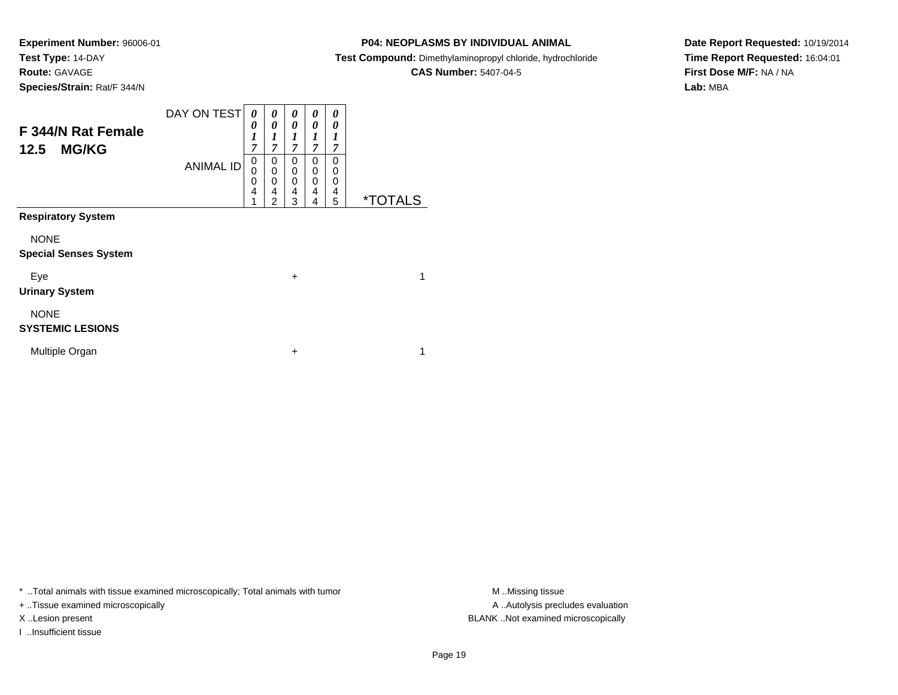**Experiment Number:** 96006-01
**Test Type:** 14-DAY
**Route:** GAVAGE
**Species/Strain:** Rat/F 344/N

**P04: NEOPLASMS BY INDIVIDUAL ANIMAL**
**Test Compound:** Dimethylaminopropyl chloride, hydrochloride
**CAS Number:** 5407-04-5

**Date Report Requested:** 10/19/2014
**Time Report Requested:** 16:04:01
**First Dose M/F:** NA / NA
**Lab:** MBA

## F 344/N Rat Female 12.5 MG/KG

| DAY ON TEST | 0017 | 0017 | 0017 | 0017 | 0017 | |
|---|---|---|---|---|---|---|
| ANIMAL ID | 00041 | 00042 | 00043 | 00044 | 00045 | *TOTALS |
| **Respiratory System** | | | | | | |
| NONE | | | | | | |
| **Special Senses System** | | | | | | |
| Eye | | | + | | | 1 |
| **Urinary System** | | | | | | |
| NONE | | | | | | |
| **SYSTEMIC LESIONS** | | | | | | |
| Multiple Organ | | | + | | | 1 |

* ..Total animals with tissue examined microscopically; Total animals with tumor
+ ..Tissue examined microscopically
X ..Lesion present
I ..Insufficient tissue

M ..Missing tissue
A ..Autolysis precludes evaluation
BLANK ..Not examined microscopically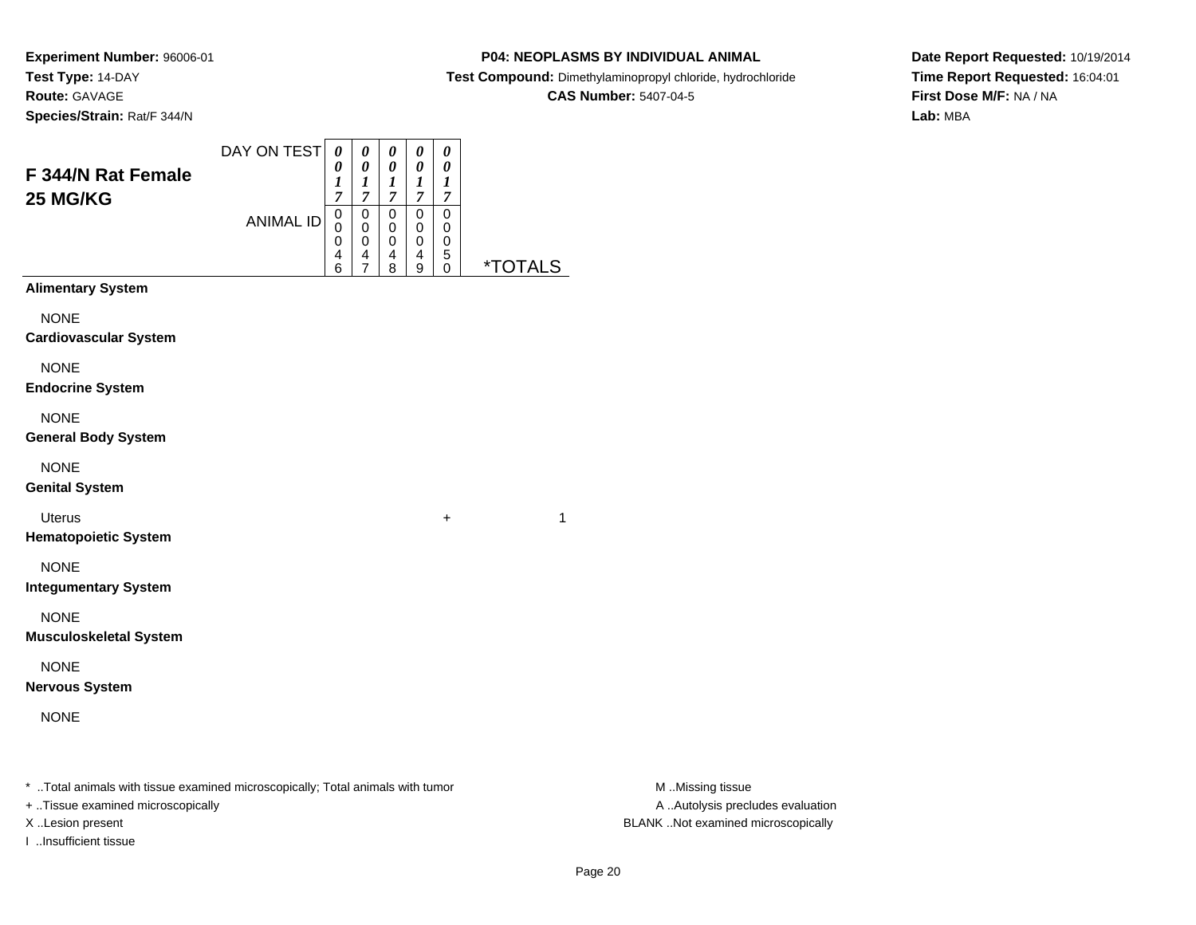**Experiment Number:** 96006-01
**Test Type:** 14-DAY
**Route:** GAVAGE
**Species/Strain:** Rat/F 344/N

**P04: NEOPLASMS BY INDIVIDUAL ANIMAL**
**Test Compound:** Dimethylaminopropyl chloride, hydrochloride
**CAS Number:** 5407-04-5

**Date Report Requested:** 10/19/2014
**Time Report Requested:** 16:04:01
**First Dose M/F:** NA / NA
**Lab:** MBA

## F 344/N Rat Female 25 MG/KG

| DAY ON TEST | 0017 | 0017 | 0017 | 0017 | 0017 | |
|---|---|---|---|---|---|---|
| ANIMAL ID | 00046 | 00047 | 00048 | 00049 | 00050 | *TOTALS |
| **Alimentary System** | | | | | | |
| NONE | | | | | | |
| **Cardiovascular System** | | | | | | |
| NONE | | | | | | |
| **Endocrine System** | | | | | | |
| NONE | | | | | | |
| **General Body System** | | | | | | |
| NONE | | | | | | |
| **Genital System** | | | | | | |
| Uterus | | | | | + | 1 |
| **Hematopoietic System** | | | | | | |
| NONE | | | | | | |
| **Integumentary System** | | | | | | |
| NONE | | | | | | |
| **Musculoskeletal System** | | | | | | |
| NONE | | | | | | |
| **Nervous System** | | | | | | |
| NONE | | | | | | |

* ..Total animals with tissue examined microscopically; Total animals with tumor
+ ..Tissue examined microscopically
X ..Lesion present
I ..Insufficient tissue

M ..Missing tissue
A ..Autolysis precludes evaluation
BLANK ..Not examined microscopically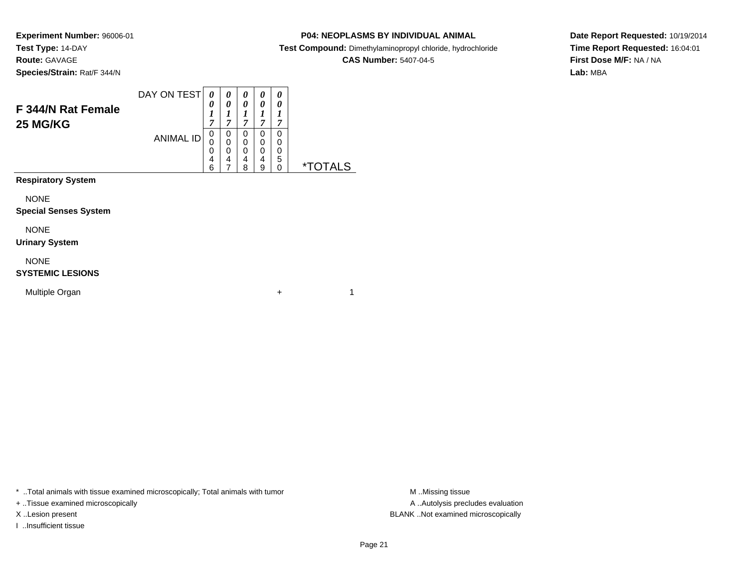**Experiment Number:** 96006-01
**Test Type:** 14-DAY
**Route:** GAVAGE
**Species/Strain:** Rat/F 344/N

**P04: NEOPLASMS BY INDIVIDUAL ANIMAL**
**Test Compound:** Dimethylaminopropyl chloride, hydrochloride
**CAS Number:** 5407-04-5

**Date Report Requested:** 10/19/2014
**Time Report Requested:** 16:04:01
**First Dose M/F:** NA / NA
**Lab:** MBA

## F 344/N Rat Female 25 MG/KG

| DAY ON TEST | 0017 | 0017 | 0017 | 0017 | 0017 | |
|---|---|---|---|---|---|---|
| ANIMAL ID | 00046 | 00047 | 00048 | 00049 | 00050 | *TOTALS |
| **Respiratory System** | | | | | | |
| NONE | | | | | | |
| **Special Senses System** | | | | | | |
| NONE | | | | | | |
| **Urinary System** | | | | | | |
| NONE | | | | | | |
| **SYSTEMIC LESIONS** | | | | | | |
| Multiple Organ | | | | | + | 1 |

* ..Total animals with tissue examined microscopically; Total animals with tumor
+ ..Tissue examined microscopically
X ..Lesion present
I ..Insufficient tissue

M ..Missing tissue
A ..Autolysis precludes evaluation
BLANK ..Not examined microscopically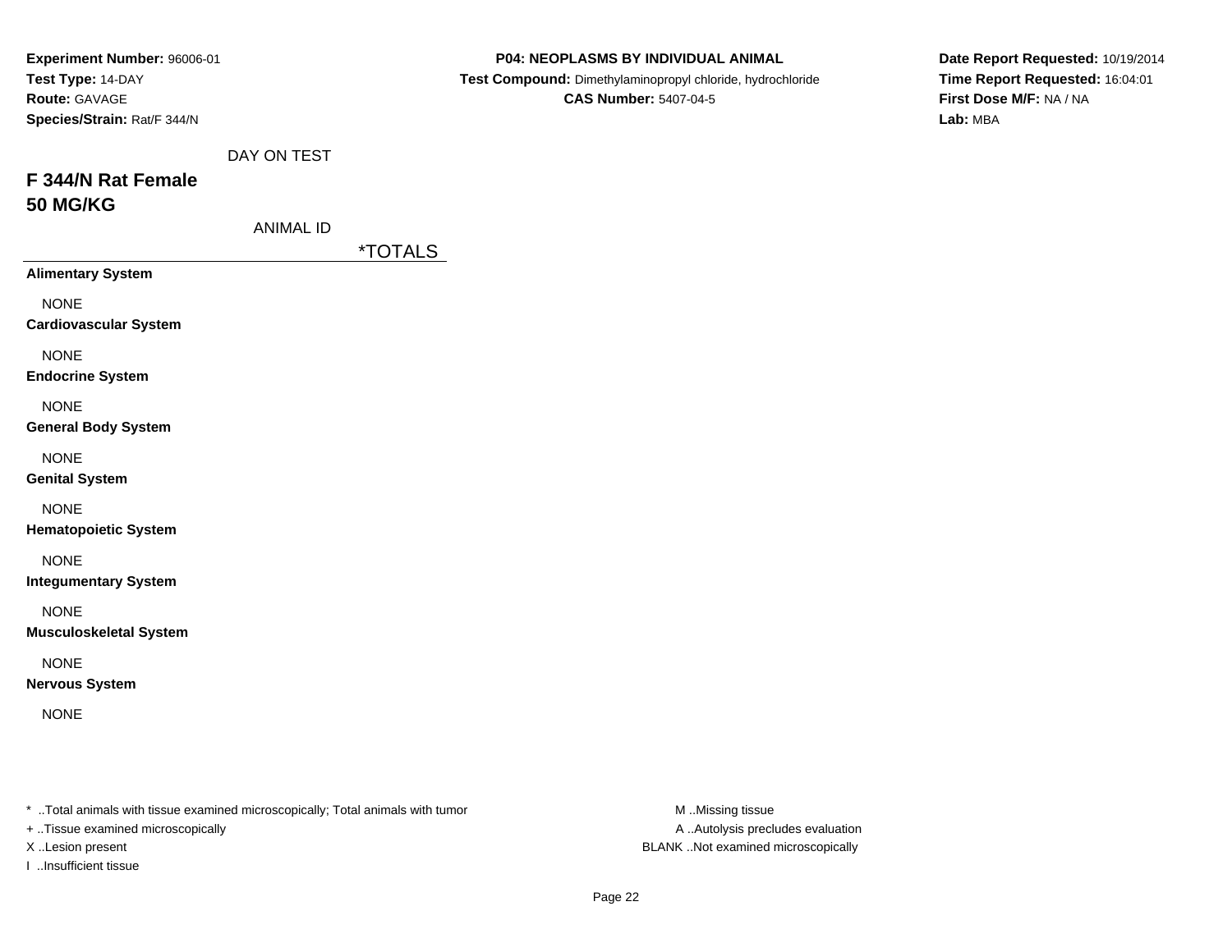**Experiment Number:** 96006-01
**Test Type:** 14-DAY
**Route:** GAVAGE
**Species/Strain:** Rat/F 344/N

**P04: NEOPLASMS BY INDIVIDUAL ANIMAL**
**Test Compound:** Dimethylaminopropyl chloride, hydrochloride
**CAS Number:** 5407-04-5

**Date Report Requested:** 10/19/2014
**Time Report Requested:** 16:04:01
**First Dose M/F:** NA / NA
**Lab:** MBA

DAY ON TEST

## F 344/N Rat Female
## 50 MG/KG

ANIMAL ID

*TOTALS

**Alimentary System**

NONE

**Cardiovascular System**

NONE

**Endocrine System**

NONE

**General Body System**

NONE

**Genital System**

NONE

**Hematopoietic System**

NONE

**Integumentary System**

NONE

**Musculoskeletal System**

NONE

**Nervous System**

NONE

* ..Total animals with tissue examined microscopically; Total animals with tumor
+ ..Tissue examined microscopically
X ..Lesion present
I ..Insufficient tissue

M ..Missing tissue
A ..Autolysis precludes evaluation
BLANK ..Not examined microscopically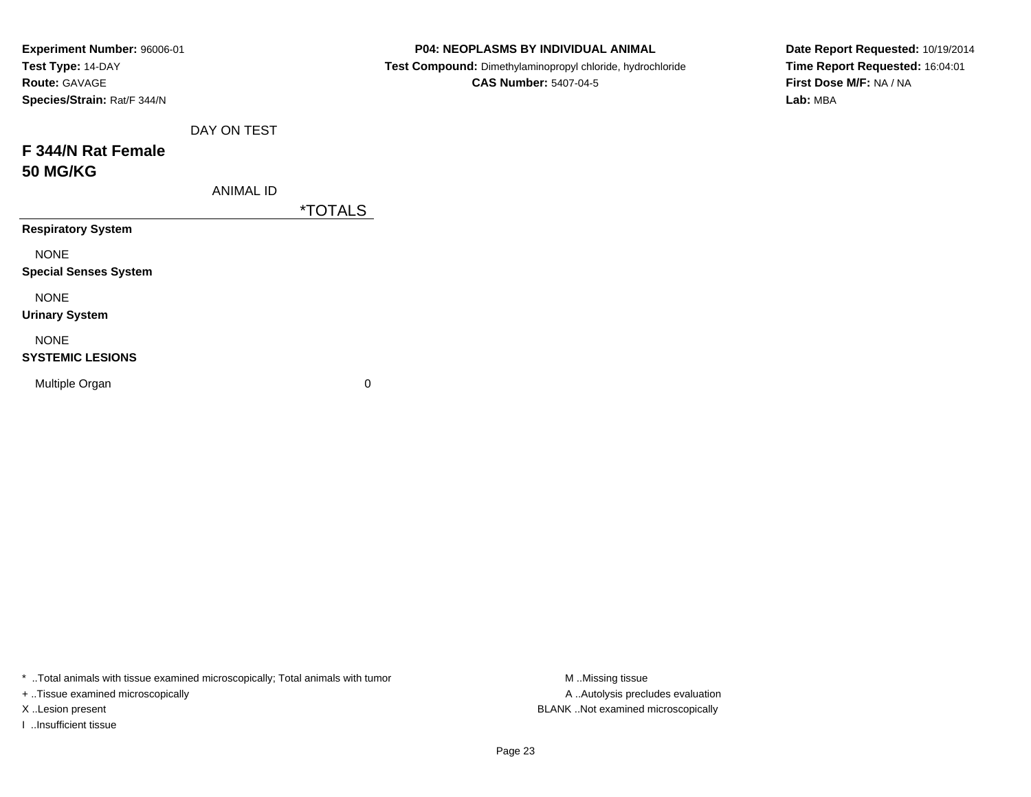**Experiment Number:** 96006-01
**Test Type:** 14-DAY
**Route:** GAVAGE
**Species/Strain:** Rat/F 344/N

**P04: NEOPLASMS BY INDIVIDUAL ANIMAL**
**Test Compound:** Dimethylaminopropyl chloride, hydrochloride
**CAS Number:** 5407-04-5

**Date Report Requested:** 10/19/2014
**Time Report Requested:** 16:04:01
**First Dose M/F:** NA / NA
**Lab:** MBA

## F 344/N Rat Female
## 50 MG/KG

| DAY ON TEST | |
|---|---|
| ANIMAL ID | *TOTALS |
| **Respiratory System** | |
| NONE | |
| **Special Senses System** | |
| NONE | |
| **Urinary System** | |
| NONE | |
| **SYSTEMIC LESIONS** | |
| Multiple Organ | 0 |

* ..Total animals with tissue examined microscopically; Total animals with tumor
+ ..Tissue examined microscopically
X ..Lesion present
I ..Insufficient tissue

M ..Missing tissue
A ..Autolysis precludes evaluation
BLANK ..Not examined microscopically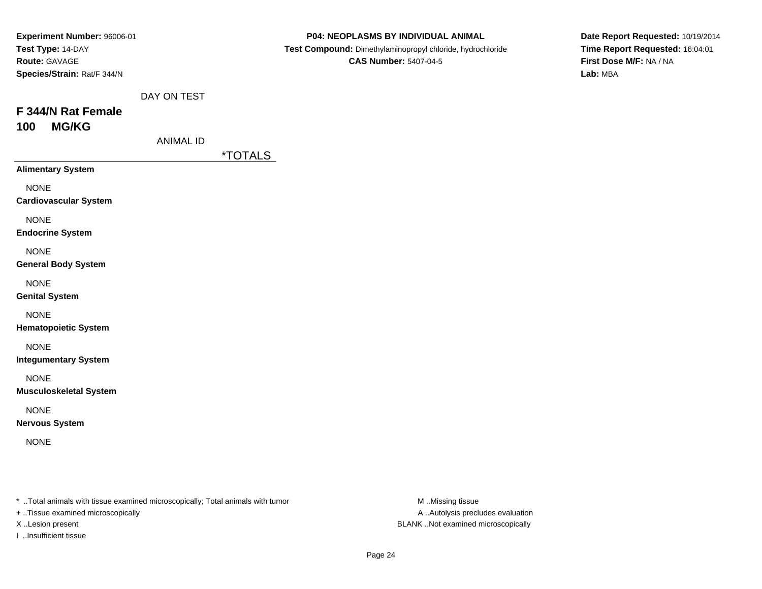**Experiment Number:** 96006-01
**Test Type:** 14-DAY
**Route:** GAVAGE
**Species/Strain:** Rat/F 344/N

**P04: NEOPLASMS BY INDIVIDUAL ANIMAL**
**Test Compound:** Dimethylaminopropyl chloride, hydrochloride
**CAS Number:** 5407-04-5

**Date Report Requested:** 10/19/2014
**Time Report Requested:** 16:04:01
**First Dose M/F:** NA / NA
**Lab:** MBA

DAY ON TEST

## F 344/N Rat Female
## 100 MG/KG

ANIMAL ID

| | *TOTALS |
|---|---|
| **Alimentary System** | |
| NONE | |
| **Cardiovascular System** | |
| NONE | |
| **Endocrine System** | |
| NONE | |
| **General Body System** | |
| NONE | |
| **Genital System** | |
| NONE | |
| **Hematopoietic System** | |
| NONE | |
| **Integumentary System** | |
| NONE | |
| **Musculoskeletal System** | |
| NONE | |
| **Nervous System** | |
| NONE | |

* ..Total animals with tissue examined microscopically; Total animals with tumor
+ ..Tissue examined microscopically
X ..Lesion present
I ..Insufficient tissue

M ..Missing tissue
A ..Autolysis precludes evaluation
BLANK ..Not examined microscopically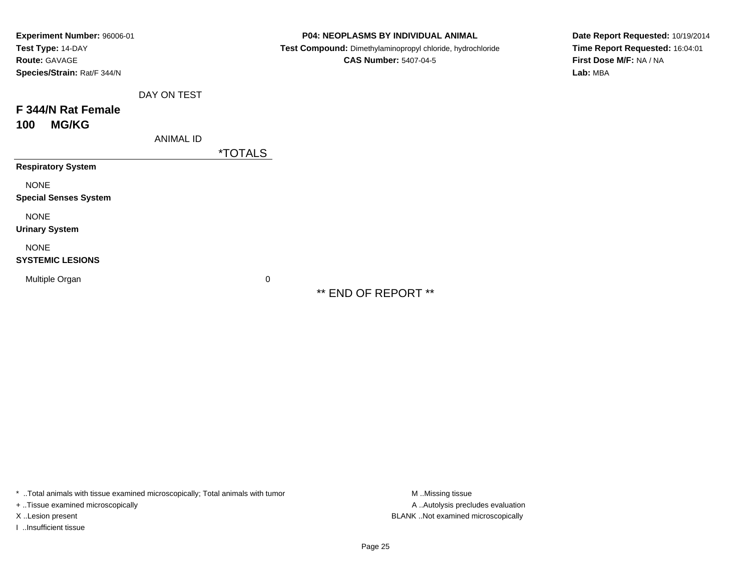**Experiment Number:** 96006-01
**Test Type:** 14-DAY
**Route:** GAVAGE
**Species/Strain:** Rat/F 344/N

**P04: NEOPLASMS BY INDIVIDUAL ANIMAL**
**Test Compound:** Dimethylaminopropyl chloride, hydrochloride
**CAS Number:** 5407-04-5

**Date Report Requested:** 10/19/2014
**Time Report Requested:** 16:04:01
**First Dose M/F:** NA / NA
**Lab:** MBA

DAY ON TEST

## F 344/N Rat Female
## 100 MG/KG

ANIMAL ID

| | *TOTALS |
|---|---|
| **Respiratory System** | |
| NONE | |
| **Special Senses System** | |
| NONE | |
| **Urinary System** | |
| NONE | |
| **SYSTEMIC LESIONS** | |
| Multiple Organ | 0 |

** END OF REPORT **

* ..Total animals with tissue examined microscopically; Total animals with tumor
+ ..Tissue examined microscopically
X ..Lesion present
I ..Insufficient tissue

M ..Missing tissue
A ..Autolysis precludes evaluation
BLANK ..Not examined microscopically